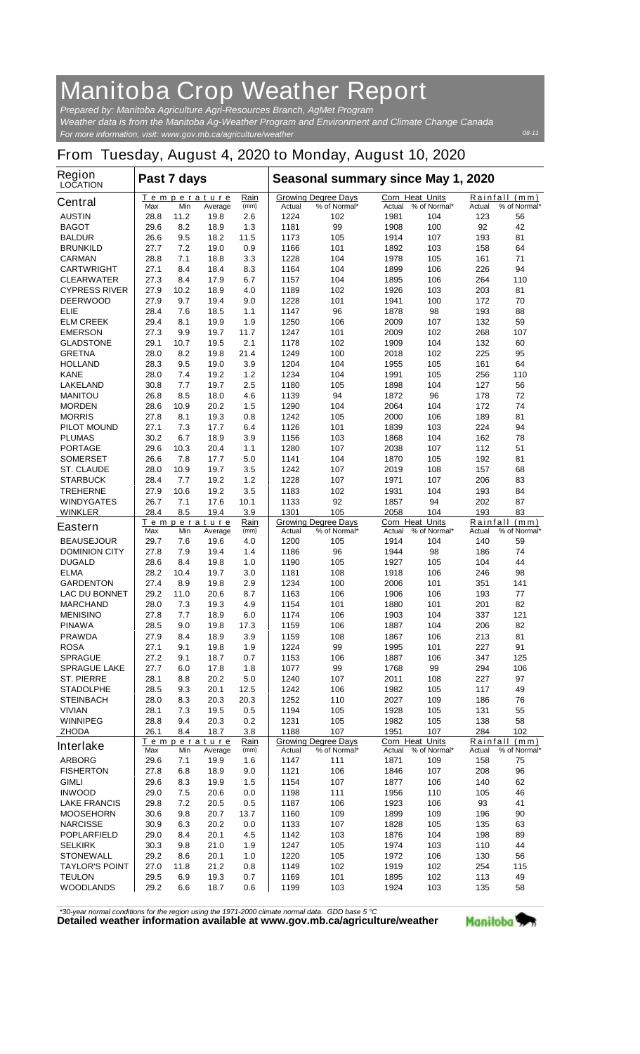# Manitoba Crop Weather Report

*Prepared by: Manitoba Agriculture Agri-Resources Branch, AgMet Program*
*Weather data is from the Manitoba Ag-Weather Program and Environment and Climate Change Canada*
*For more information, visit: www.gov.mb.ca/agriculture/weather*

08-11

## From Tuesday, August 4, 2020 to Monday, August 10, 2020

| Region LOCATION | Past 7 days | | | | Seasonal summary since May 1, 2020 | | | | | |
|---|---|---|---|---|---|---|---|---|---|---|
| **Central** | Temperature | | | Rain | Growing Degree Days | | Corn Heat Units | | Rainfall (mm) | |
| | Max | Min | Average | (mm) | Actual | % of Normal* | Actual | % of Normal* | Actual | % of Normal* |
| AUSTIN | 28.8 | 11.2 | 19.8 | 2.6 | 1224 | 102 | 1981 | 104 | 123 | 56 |
| BAGOT | 29.6 | 8.2 | 18.9 | 1.3 | 1181 | 99 | 1908 | 100 | 92 | 42 |
| BALDUR | 26.6 | 9.5 | 18.2 | 11.5 | 1173 | 105 | 1914 | 107 | 193 | 81 |
| BRUNKILD | 27.7 | 7.2 | 19.0 | 0.9 | 1166 | 101 | 1892 | 103 | 158 | 64 |
| CARMAN | 28.8 | 7.1 | 18.8 | 3.3 | 1228 | 104 | 1978 | 105 | 161 | 71 |
| CARTWRIGHT | 27.1 | 8.4 | 18.4 | 8.3 | 1164 | 104 | 1899 | 106 | 226 | 94 |
| CLEARWATER | 27.3 | 8.4 | 17.9 | 6.7 | 1157 | 104 | 1895 | 106 | 264 | 110 |
| CYPRESS RIVER | 27.9 | 10.2 | 18.9 | 4.0 | 1189 | 102 | 1926 | 103 | 203 | 81 |
| DEERWOOD | 27.9 | 9.7 | 19.4 | 9.0 | 1228 | 101 | 1941 | 100 | 172 | 70 |
| ELIE | 28.4 | 7.6 | 18.5 | 1.1 | 1147 | 96 | 1878 | 98 | 193 | 88 |
| ELM CREEK | 29.4 | 8.1 | 19.9 | 1.9 | 1250 | 106 | 2009 | 107 | 132 | 59 |
| EMERSON | 27.3 | 9.9 | 19.7 | 11.7 | 1247 | 101 | 2009 | 102 | 268 | 107 |
| GLADSTONE | 29.1 | 10.7 | 19.5 | 2.1 | 1178 | 102 | 1909 | 104 | 132 | 60 |
| GRETNA | 28.0 | 8.2 | 19.8 | 21.4 | 1249 | 100 | 2018 | 102 | 225 | 95 |
| HOLLAND | 28.3 | 9.5 | 19.0 | 3.9 | 1204 | 104 | 1955 | 105 | 161 | 64 |
| KANE | 28.0 | 7.4 | 19.2 | 1.2 | 1234 | 104 | 1991 | 105 | 256 | 110 |
| LAKELAND | 30.8 | 7.7 | 19.7 | 2.5 | 1180 | 105 | 1898 | 104 | 127 | 56 |
| MANITOU | 26.8 | 8.5 | 18.0 | 4.6 | 1139 | 94 | 1872 | 96 | 178 | 72 |
| MORDEN | 28.6 | 10.9 | 20.2 | 1.5 | 1290 | 104 | 2064 | 104 | 172 | 74 |
| MORRIS | 27.8 | 8.1 | 19.3 | 0.8 | 1242 | 105 | 2000 | 106 | 189 | 81 |
| PILOT MOUND | 27.1 | 7.3 | 17.7 | 6.4 | 1126 | 101 | 1839 | 103 | 224 | 94 |
| PLUMAS | 30.2 | 6.7 | 18.9 | 3.9 | 1156 | 103 | 1868 | 104 | 162 | 78 |
| PORTAGE | 29.6 | 10.3 | 20.4 | 1.1 | 1280 | 107 | 2038 | 107 | 112 | 51 |
| SOMERSET | 26.6 | 7.8 | 17.7 | 5.0 | 1141 | 104 | 1870 | 105 | 192 | 81 |
| ST. CLAUDE | 28.0 | 10.9 | 19.7 | 3.5 | 1242 | 107 | 2019 | 108 | 157 | 68 |
| STARBUCK | 28.4 | 7.7 | 19.2 | 1.2 | 1228 | 107 | 1971 | 107 | 206 | 83 |
| TREHERNE | 27.9 | 10.6 | 19.2 | 3.5 | 1183 | 102 | 1931 | 104 | 193 | 84 |
| WINDYGATES | 26.7 | 7.1 | 17.6 | 10.1 | 1133 | 92 | 1857 | 94 | 202 | 87 |
| WINKLER | 28.4 | 8.5 | 19.4 | 3.9 | 1301 | 105 | 2058 | 104 | 193 | 83 |
| **Eastern** | Temperature | | | Rain | Growing Degree Days | | Corn Heat Units | | Rainfall (mm) | |
| | Max | Min | Average | (mm) | Actual | % of Normal* | Actual | % of Normal* | Actual | % of Normal* |
| BEAUSEJOUR | 29.7 | 7.6 | 19.6 | 4.0 | 1200 | 105 | 1914 | 104 | 140 | 59 |
| DOMINION CITY | 27.8 | 7.9 | 19.4 | 1.4 | 1186 | 96 | 1944 | 98 | 186 | 74 |
| DUGALD | 28.6 | 8.4 | 19.8 | 1.0 | 1190 | 105 | 1927 | 105 | 104 | 44 |
| ELMA | 28.2 | 10.4 | 19.7 | 3.0 | 1181 | 108 | 1918 | 106 | 246 | 98 |
| GARDENTON | 27.4 | 8.9 | 19.8 | 2.9 | 1234 | 100 | 2006 | 101 | 351 | 141 |
| LAC DU BONNET | 29.2 | 11.0 | 20.6 | 8.7 | 1163 | 106 | 1906 | 106 | 193 | 77 |
| MARCHAND | 28.0 | 7.3 | 19.3 | 4.9 | 1154 | 101 | 1880 | 101 | 201 | 82 |
| MENISINO | 27.8 | 7.7 | 18.9 | 6.0 | 1174 | 106 | 1903 | 104 | 337 | 121 |
| PINAWA | 28.5 | 9.0 | 19.8 | 17.3 | 1159 | 106 | 1887 | 104 | 206 | 82 |
| PRAWDA | 27.9 | 8.4 | 18.9 | 3.9 | 1159 | 108 | 1867 | 106 | 213 | 81 |
| ROSA | 27.1 | 9.1 | 19.8 | 1.9 | 1224 | 99 | 1995 | 101 | 227 | 91 |
| SPRAGUE | 27.2 | 9.1 | 18.7 | 0.7 | 1153 | 106 | 1887 | 106 | 347 | 125 |
| SPRAGUE LAKE | 27.7 | 6.0 | 17.8 | 1.8 | 1077 | 99 | 1768 | 99 | 294 | 106 |
| ST. PIERRE | 28.1 | 8.8 | 20.2 | 5.0 | 1240 | 107 | 2011 | 108 | 227 | 97 |
| STADOLPHE | 28.5 | 9.3 | 20.1 | 12.5 | 1242 | 106 | 1982 | 105 | 117 | 49 |
| STEINBACH | 28.0 | 8.3 | 20.3 | 20.3 | 1252 | 110 | 2027 | 109 | 186 | 76 |
| VIVIAN | 28.1 | 7.3 | 19.5 | 0.5 | 1194 | 105 | 1928 | 105 | 131 | 55 |
| WINNIPEG | 28.8 | 9.4 | 20.3 | 0.2 | 1231 | 105 | 1982 | 105 | 138 | 58 |
| ZHODA | 26.1 | 8.4 | 18.7 | 3.8 | 1188 | 107 | 1951 | 107 | 284 | 102 |
| **Interlake** | Temperature | | | Rain | Growing Degree Days | | Corn Heat Units | | Rainfall (mm) | |
| | Max | Min | Average | (mm) | Actual | % of Normal* | Actual | % of Normal* | Actual | % of Normal* |
| ARBORG | 29.6 | 7.1 | 19.9 | 1.6 | 1147 | 111 | 1871 | 109 | 158 | 75 |
| FISHERTON | 27.8 | 6.8 | 18.9 | 9.0 | 1121 | 106 | 1846 | 107 | 208 | 96 |
| GIMLI | 29.6 | 8.3 | 19.9 | 1.5 | 1154 | 107 | 1877 | 106 | 140 | 62 |
| INWOOD | 29.0 | 7.5 | 20.6 | 0.0 | 1198 | 111 | 1956 | 110 | 105 | 46 |
| LAKE FRANCIS | 29.8 | 7.2 | 20.5 | 0.5 | 1187 | 106 | 1923 | 106 | 93 | 41 |
| MOOSEHORN | 30.6 | 9.8 | 20.7 | 13.7 | 1160 | 109 | 1899 | 109 | 196 | 90 |
| NARCISSE | 30.9 | 6.3 | 20.2 | 0.0 | 1133 | 107 | 1828 | 105 | 135 | 63 |
| POPLARFIELD | 29.0 | 8.4 | 20.1 | 4.5 | 1142 | 103 | 1876 | 104 | 198 | 89 |
| SELKIRK | 30.3 | 9.8 | 21.0 | 1.9 | 1247 | 105 | 1974 | 103 | 110 | 44 |
| STONEWALL | 29.2 | 8.6 | 20.1 | 1.0 | 1220 | 105 | 1972 | 106 | 130 | 56 |
| TAYLOR'S POINT | 27.0 | 11.8 | 21.2 | 0.8 | 1149 | 102 | 1919 | 102 | 254 | 115 |
| TEULON | 29.5 | 6.9 | 19.3 | 0.7 | 1169 | 101 | 1895 | 102 | 113 | 49 |
| WOODLANDS | 29.2 | 6.6 | 18.7 | 0.6 | 1199 | 103 | 1924 | 103 | 135 | 58 |

*30-year normal conditions for the region using the 1971-2000 climate normal data. GDD base 5 °C

**Detailed weather information available at www.gov.mb.ca/agriculture/weather**

Manitoba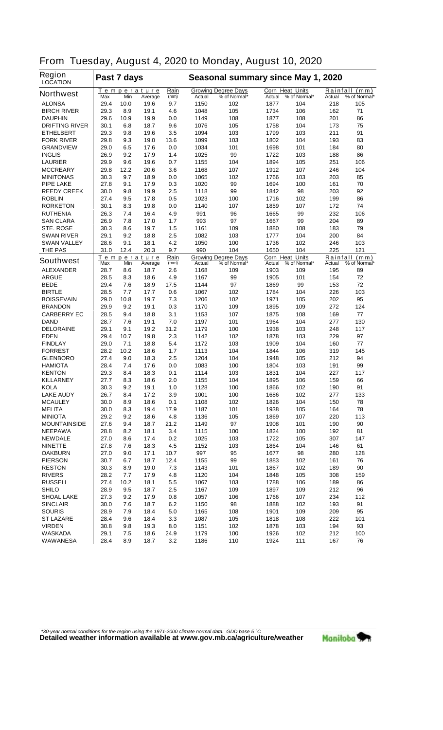# From Tuesday, August 4, 2020 to Monday, August 10, 2020

| Region LOCATION | Past 7 days | | | | Seasonal summary since May 1, 2020 | | | | | |
|---|---|---|---|---|---|---|---|---|---|---|
| | Temperature | | | Rain | Growing Degree Days | | Corn Heat Units | | Rainfall (mm) | |
| **Northwest** | Max | Min | Average | (mm) | Actual | % of Normal* | Actual | % of Normal* | Actual | % of Normal* |
| ALONSA | 29.4 | 10.0 | 19.6 | 9.7 | 1150 | 102 | 1877 | 104 | 218 | 105 |
| BIRCH RIVER | 29.3 | 8.9 | 19.1 | 4.6 | 1048 | 105 | 1734 | 106 | 162 | 71 |
| DAUPHIN | 29.6 | 10.9 | 19.9 | 0.0 | 1149 | 108 | 1877 | 108 | 201 | 86 |
| DRIFTING RIVER | 30.1 | 6.8 | 18.7 | 9.6 | 1076 | 105 | 1758 | 104 | 173 | 75 |
| ETHELBERT | 29.3 | 9.8 | 19.6 | 3.5 | 1094 | 103 | 1799 | 103 | 211 | 91 |
| FORK RIVER | 29.8 | 9.3 | 19.0 | 13.6 | 1099 | 103 | 1802 | 104 | 193 | 83 |
| GRANDVIEW | 29.0 | 6.5 | 17.6 | 0.0 | 1034 | 101 | 1698 | 101 | 184 | 80 |
| INGLIS | 26.9 | 9.2 | 17.9 | 1.4 | 1025 | 99 | 1722 | 103 | 188 | 86 |
| LAURIER | 29.9 | 9.6 | 19.6 | 0.7 | 1155 | 104 | 1894 | 105 | 251 | 106 |
| MCCREARY | 29.8 | 12.2 | 20.6 | 3.6 | 1168 | 107 | 1912 | 107 | 246 | 104 |
| MINITONAS | 30.3 | 9.7 | 18.9 | 0.0 | 1065 | 102 | 1766 | 103 | 203 | 85 |
| PIPE LAKE | 27.8 | 9.1 | 17.9 | 0.3 | 1020 | 99 | 1694 | 100 | 161 | 70 |
| REEDY CREEK | 30.0 | 9.8 | 19.9 | 2.5 | 1118 | 99 | 1842 | 98 | 203 | 92 |
| ROBLIN | 27.4 | 9.5 | 17.8 | 0.5 | 1023 | 100 | 1716 | 102 | 199 | 86 |
| RORKETON | 30.1 | 8.3 | 19.8 | 0.0 | 1140 | 107 | 1859 | 107 | 172 | 74 |
| RUTHENIA | 26.3 | 7.4 | 16.4 | 4.9 | 991 | 96 | 1665 | 99 | 232 | 106 |
| SAN CLARA | 26.9 | 7.8 | 17.0 | 1.7 | 993 | 97 | 1667 | 99 | 204 | 89 |
| STE. ROSE | 30.3 | 8.6 | 19.7 | 1.5 | 1161 | 109 | 1880 | 108 | 183 | 79 |
| SWAN RIVER | 29.1 | 9.2 | 18.8 | 2.5 | 1082 | 103 | 1777 | 104 | 200 | 84 |
| SWAN VALLEY | 28.6 | 9.1 | 18.1 | 4.2 | 1050 | 100 | 1736 | 102 | 246 | 103 |
| THE PAS | 31.0 | 12.4 | 20.3 | 9.7 | 990 | 104 | 1650 | 104 | 225 | 121 |
| | Temperature | | | Rain | Growing Degree Days | | Corn Heat Units | | Rainfall (mm) | |
| **Southwest** | Max | Min | Average | (mm) | Actual | % of Normal* | Actual | % of Normal* | Actual | % of Normal* |
| ALEXANDER | 28.7 | 8.6 | 18.7 | 2.6 | 1168 | 109 | 1903 | 109 | 195 | 89 |
| ARGUE | 28.5 | 8.3 | 18.6 | 4.9 | 1167 | 99 | 1905 | 101 | 154 | 72 |
| BEDE | 29.4 | 7.6 | 18.9 | 17.5 | 1144 | 97 | 1869 | 99 | 153 | 72 |
| BIRTLE | 28.5 | 7.7 | 17.7 | 0.6 | 1067 | 102 | 1784 | 104 | 226 | 103 |
| BOISSEVAIN | 29.0 | 10.8 | 19.7 | 7.3 | 1206 | 102 | 1971 | 105 | 202 | 95 |
| BRANDON | 29.9 | 9.2 | 19.1 | 0.3 | 1170 | 109 | 1895 | 109 | 272 | 124 |
| CARBERRY EC | 28.5 | 9.4 | 18.8 | 3.1 | 1153 | 107 | 1875 | 108 | 169 | 77 |
| DAND | 28.7 | 7.6 | 19.1 | 7.0 | 1197 | 101 | 1964 | 104 | 277 | 130 |
| DELORAINE | 29.1 | 9.1 | 19.2 | 31.2 | 1179 | 100 | 1938 | 103 | 248 | 117 |
| EDEN | 29.4 | 10.7 | 19.8 | 2.3 | 1142 | 102 | 1878 | 103 | 229 | 97 |
| FINDLAY | 29.0 | 7.1 | 18.8 | 5.4 | 1172 | 103 | 1909 | 104 | 160 | 77 |
| FORREST | 28.2 | 10.2 | 18.6 | 1.7 | 1113 | 104 | 1844 | 106 | 319 | 145 |
| GLENBORO | 27.4 | 9.0 | 18.3 | 2.5 | 1204 | 104 | 1948 | 105 | 212 | 94 |
| HAMIOTA | 28.4 | 7.4 | 17.6 | 0.0 | 1083 | 100 | 1804 | 103 | 191 | 99 |
| KENTON | 29.3 | 8.4 | 18.3 | 0.1 | 1114 | 103 | 1831 | 104 | 227 | 117 |
| KILLARNEY | 27.7 | 8.3 | 18.6 | 2.0 | 1155 | 104 | 1895 | 106 | 159 | 66 |
| KOLA | 30.3 | 9.2 | 19.1 | 1.0 | 1128 | 100 | 1866 | 102 | 190 | 91 |
| LAKE AUDY | 26.7 | 8.4 | 17.2 | 3.9 | 1001 | 100 | 1686 | 102 | 277 | 133 |
| MCAULEY | 30.0 | 8.9 | 18.6 | 0.1 | 1108 | 102 | 1826 | 104 | 150 | 78 |
| MELITA | 30.0 | 8.3 | 19.4 | 17.9 | 1187 | 101 | 1938 | 105 | 164 | 78 |
| MINIOTA | 29.2 | 9.2 | 18.6 | 4.8 | 1136 | 105 | 1869 | 107 | 220 | 113 |
| MOUNTAINSIDE | 27.6 | 9.4 | 18.7 | 21.2 | 1149 | 97 | 1908 | 101 | 190 | 90 |
| NEEPAWA | 28.8 | 8.2 | 18.1 | 3.4 | 1115 | 100 | 1824 | 100 | 192 | 81 |
| NEWDALE | 27.0 | 8.6 | 17.4 | 0.2 | 1025 | 103 | 1722 | 105 | 307 | 147 |
| NINETTE | 27.8 | 7.6 | 18.3 | 4.5 | 1152 | 103 | 1864 | 104 | 146 | 61 |
| OAKBURN | 27.0 | 9.0 | 17.1 | 10.7 | 997 | 95 | 1677 | 98 | 280 | 128 |
| PIERSON | 30.7 | 6.7 | 18.7 | 12.4 | 1155 | 99 | 1883 | 102 | 161 | 76 |
| RESTON | 30.3 | 8.9 | 19.0 | 7.3 | 1143 | 101 | 1867 | 102 | 189 | 90 |
| RIVERS | 28.2 | 7.7 | 17.9 | 4.8 | 1120 | 104 | 1848 | 105 | 308 | 159 |
| RUSSELL | 27.4 | 10.2 | 18.1 | 5.5 | 1067 | 103 | 1788 | 106 | 189 | 86 |
| SHILO | 28.9 | 9.5 | 18.7 | 2.5 | 1167 | 109 | 1897 | 109 | 212 | 96 |
| SHOAL LAKE | 27.3 | 9.2 | 17.9 | 0.8 | 1057 | 106 | 1766 | 107 | 234 | 112 |
| SINCLAIR | 30.0 | 7.6 | 18.7 | 6.2 | 1150 | 98 | 1888 | 102 | 193 | 91 |
| SOURIS | 28.9 | 7.9 | 18.4 | 5.0 | 1165 | 108 | 1901 | 109 | 209 | 95 |
| ST LAZARE | 28.4 | 9.6 | 18.4 | 3.3 | 1087 | 105 | 1818 | 108 | 222 | 101 |
| VIRDEN | 30.8 | 9.8 | 19.3 | 8.0 | 1151 | 102 | 1878 | 103 | 194 | 93 |
| WASKADA | 29.1 | 7.5 | 18.6 | 24.9 | 1179 | 100 | 1926 | 102 | 212 | 100 |
| WAWANESA | 28.4 | 8.9 | 18.7 | 3.2 | 1186 | 110 | 1924 | 111 | 167 | 76 |

*30-year normal conditions for the region using the 1971-2000 climate normal data. GDD base 5 °C

**Detailed weather information available at www.gov.mb.ca/agriculture/weather**

Manitoba